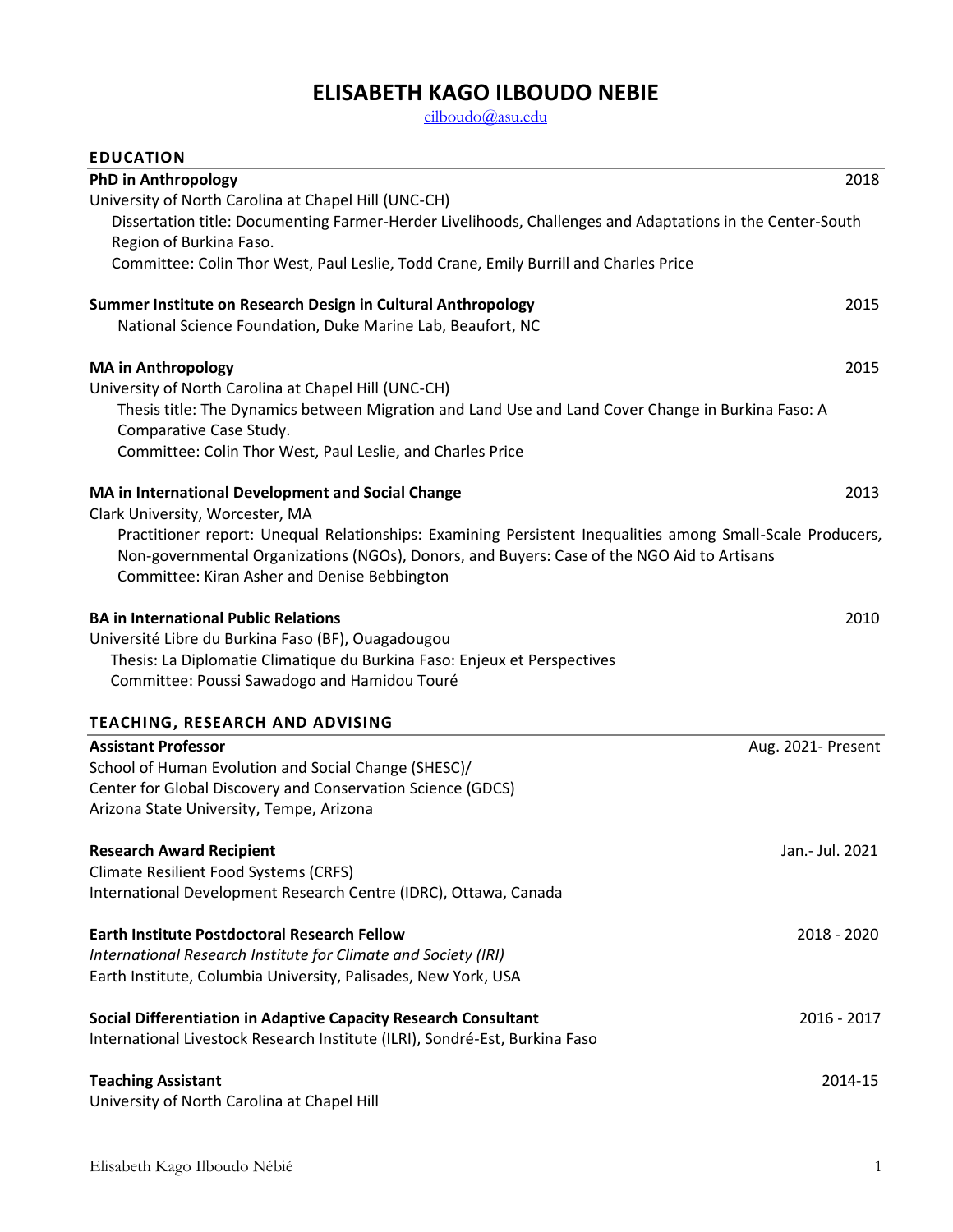# ELISABETH KAGO ILBOUDO NEBIE

eilboudo@asu.edu

## EDUCATION

**PhD in Anthropology** 2018
University of North Carolina at Chapel Hill (UNC-CH)
Dissertation title: Documenting Farmer-Herder Livelihoods, Challenges and Adaptations in the Center-South Region of Burkina Faso.
Committee: Colin Thor West, Paul Leslie, Todd Crane, Emily Burrill and Charles Price

**Summer Institute on Research Design in Cultural Anthropology** 2015
National Science Foundation, Duke Marine Lab, Beaufort, NC

**MA in Anthropology** 2015
University of North Carolina at Chapel Hill (UNC-CH)
Thesis title: The Dynamics between Migration and Land Use and Land Cover Change in Burkina Faso: A Comparative Case Study.
Committee: Colin Thor West, Paul Leslie, and Charles Price

**MA in International Development and Social Change** 2013
Clark University, Worcester, MA
Practitioner report: Unequal Relationships: Examining Persistent Inequalities among Small-Scale Producers, Non-governmental Organizations (NGOs), Donors, and Buyers: Case of the NGO Aid to Artisans
Committee: Kiran Asher and Denise Bebbington

**BA in International Public Relations** 2010
Université Libre du Burkina Faso (BF), Ouagadougou
Thesis: La Diplomatie Climatique du Burkina Faso: Enjeux et Perspectives
Committee: Poussi Sawadogo and Hamidou Touré

## TEACHING, RESEARCH AND ADVISING

**Assistant Professor** Aug. 2021- Present
School of Human Evolution and Social Change (SHESC)/
Center for Global Discovery and Conservation Science (GDCS)
Arizona State University, Tempe, Arizona

**Research Award Recipient** Jan.- Jul. 2021
Climate Resilient Food Systems (CRFS)
International Development Research Centre (IDRC), Ottawa, Canada

**Earth Institute Postdoctoral Research Fellow** 2018 - 2020
*International Research Institute for Climate and Society (IRI)*
Earth Institute, Columbia University, Palisades, New York, USA

**Social Differentiation in Adaptive Capacity Research Consultant** 2016 - 2017
International Livestock Research Institute (ILRI), Sondré-Est, Burkina Faso

**Teaching Assistant** 2014-15
University of North Carolina at Chapel Hill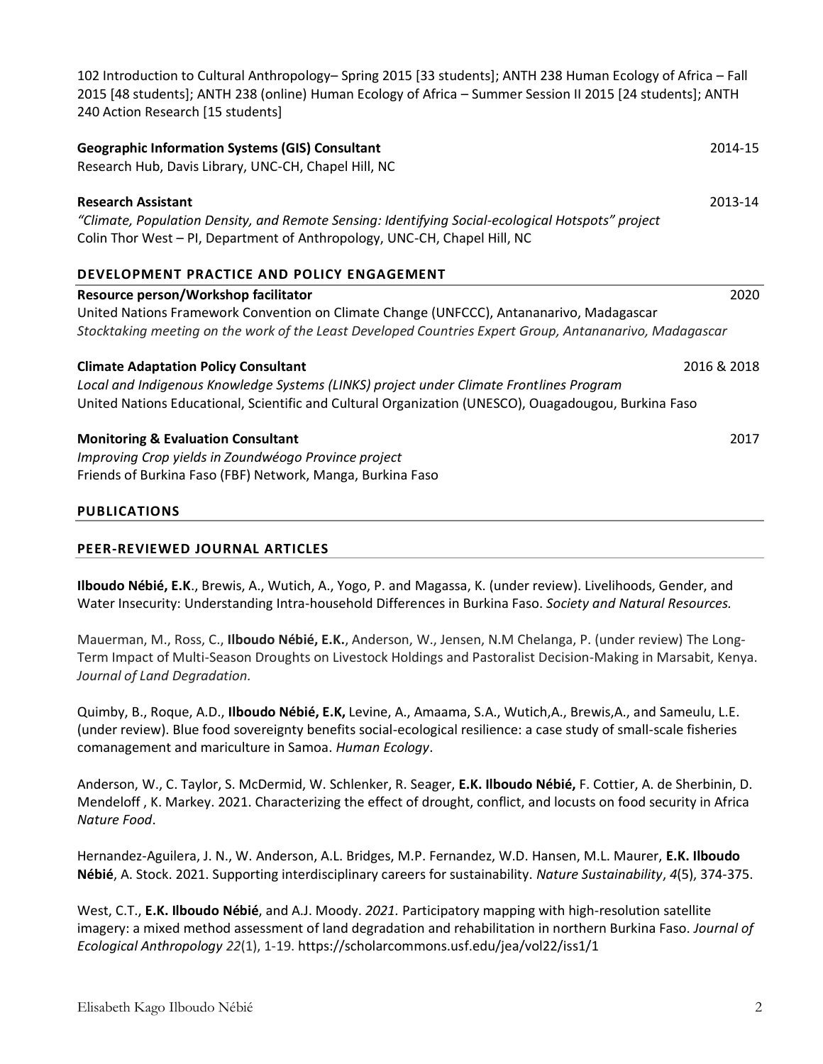102 Introduction to Cultural Anthropology– Spring 2015 [33 students]; ANTH 238 Human Ecology of Africa – Fall 2015 [48 students]; ANTH 238 (online) Human Ecology of Africa – Summer Session II 2015 [24 students]; ANTH 240 Action Research [15 students]

**Geographic Information Systems (GIS) Consultant** 2014-15
Research Hub, Davis Library, UNC-CH, Chapel Hill, NC

**Research Assistant** 2013-14
*"Climate, Population Density, and Remote Sensing: Identifying Social-ecological Hotspots" project*
Colin Thor West – PI, Department of Anthropology, UNC-CH, Chapel Hill, NC

## DEVELOPMENT PRACTICE AND POLICY ENGAGEMENT

**Resource person/Workshop facilitator** 2020
United Nations Framework Convention on Climate Change (UNFCCC), Antananarivo, Madagascar
*Stocktaking meeting on the work of the Least Developed Countries Expert Group, Antananarivo, Madagascar*

**Climate Adaptation Policy Consultant** 2016 & 2018
*Local and Indigenous Knowledge Systems (LINKS) project under Climate Frontlines Program*
United Nations Educational, Scientific and Cultural Organization (UNESCO), Ouagadougou, Burkina Faso

**Monitoring & Evaluation Consultant** 2017
*Improving Crop yields in Zoundwéogo Province project*
Friends of Burkina Faso (FBF) Network, Manga, Burkina Faso

## PUBLICATIONS

## PEER-REVIEWED JOURNAL ARTICLES

**Ilboudo Nébié, E.K**., Brewis, A., Wutich, A., Yogo, P. and Magassa, K. (under review). Livelihoods, Gender, and Water Insecurity: Understanding Intra-household Differences in Burkina Faso. *Society and Natural Resources.*

Mauerman, M., Ross, C., **Ilboudo Nébié, E.K.**, Anderson, W., Jensen, N.M Chelanga, P. (under review) The Long-Term Impact of Multi-Season Droughts on Livestock Holdings and Pastoralist Decision-Making in Marsabit, Kenya. *Journal of Land Degradation.*

Quimby, B., Roque, A.D., **Ilboudo Nébié, E.K,** Levine, A., Amaama, S.A., Wutich,A., Brewis,A., and Sameulu, L.E. (under review). Blue food sovereignty benefits social-ecological resilience: a case study of small-scale fisheries comanagement and mariculture in Samoa. *Human Ecology*.

Anderson, W., C. Taylor, S. McDermid, W. Schlenker, R. Seager, **E.K. Ilboudo Nébié,** F. Cottier, A. de Sherbinin, D. Mendeloff , K. Markey. 2021. Characterizing the effect of drought, conflict, and locusts on food security in Africa *Nature Food*.

Hernandez-Aguilera, J. N., W. Anderson, A.L. Bridges, M.P. Fernandez, W.D. Hansen, M.L. Maurer, **E.K. Ilboudo Nébié**, A. Stock. 2021. Supporting interdisciplinary careers for sustainability. *Nature Sustainability*, *4*(5), 374-375.

West, C.T., **E.K. Ilboudo Nébié**, and A.J. Moody. *2021.* Participatory mapping with high-resolution satellite imagery: a mixed method assessment of land degradation and rehabilitation in northern Burkina Faso. *Journal of Ecological Anthropology 22*(1), 1-19. https://scholarcommons.usf.edu/jea/vol22/iss1/1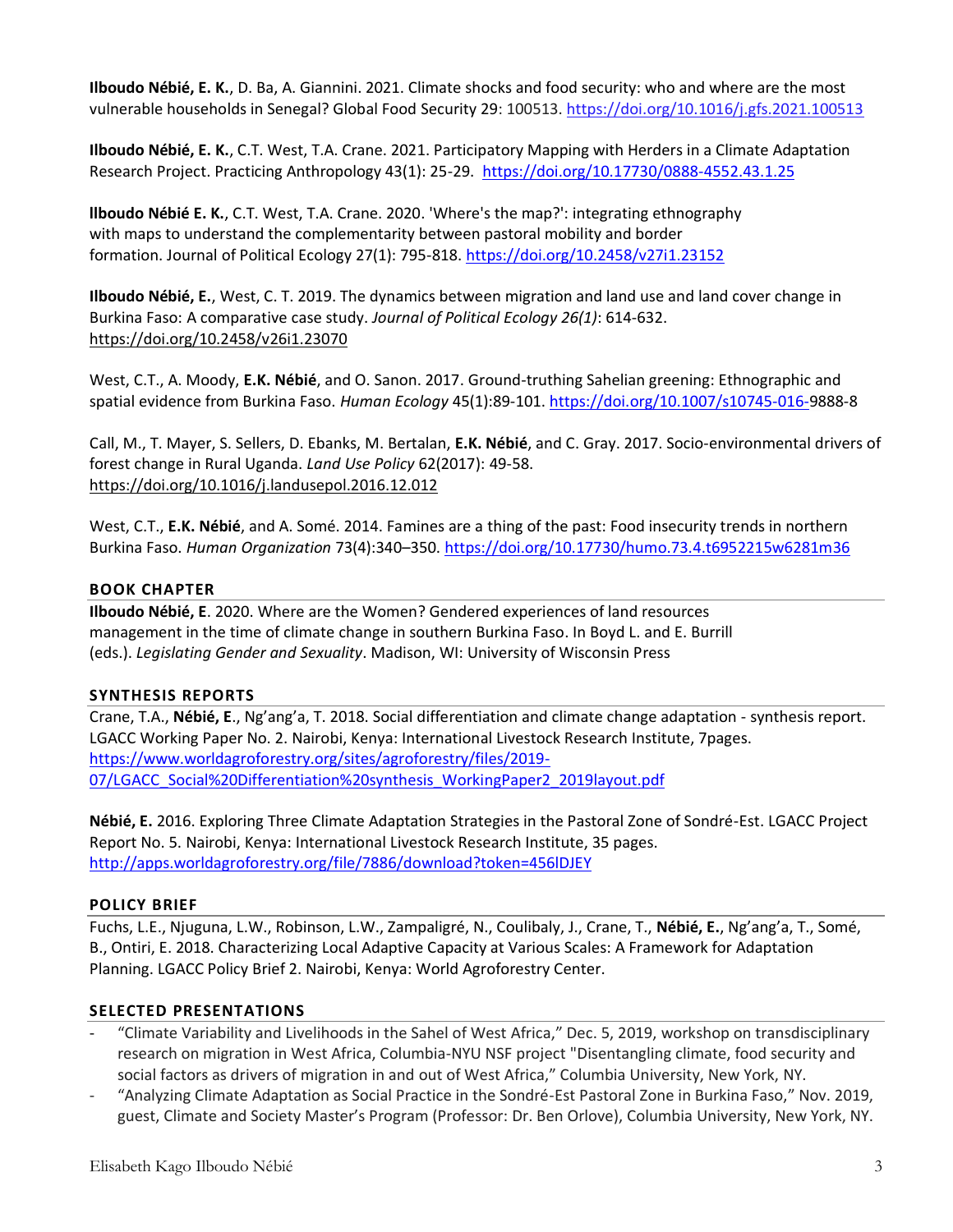**Ilboudo Nébié, E. K.**, D. Ba, A. Giannini. 2021. Climate shocks and food security: who and where are the most vulnerable households in Senegal? Global Food Security 29: 100513. https://doi.org/10.1016/j.gfs.2021.100513

**Ilboudo Nébié, E. K.**, C.T. West, T.A. Crane. 2021. Participatory Mapping with Herders in a Climate Adaptation Research Project. Practicing Anthropology 43(1): 25-29. https://doi.org/10.17730/0888-4552.43.1.25

**Ilboudo Nébié E. K.**, C.T. West, T.A. Crane. 2020. 'Where's the map?': integrating ethnography with maps to understand the complementarity between pastoral mobility and border formation. Journal of Political Ecology 27(1): 795-818. https://doi.org/10.2458/v27i1.23152

**Ilboudo Nébié, E.**, West, C. T. 2019. The dynamics between migration and land use and land cover change in Burkina Faso: A comparative case study. *Journal of Political Ecology 26(1)*: 614-632. https://doi.org/10.2458/v26i1.23070

West, C.T., A. Moody, **E.K. Nébié**, and O. Sanon. 2017. Ground-truthing Sahelian greening: Ethnographic and spatial evidence from Burkina Faso. *Human Ecology* 45(1):89-101. https://doi.org/10.1007/s10745-016-9888-8

Call, M., T. Mayer, S. Sellers, D. Ebanks, M. Bertalan, **E.K. Nébié**, and C. Gray. 2017. Socio-environmental drivers of forest change in Rural Uganda. *Land Use Policy* 62(2017): 49-58. https://doi.org/10.1016/j.landusepol.2016.12.012

West, C.T., **E.K. Nébié**, and A. Somé. 2014. Famines are a thing of the past: Food insecurity trends in northern Burkina Faso. *Human Organization* 73(4):340–350. https://doi.org/10.17730/humo.73.4.t6952215w6281m36

## BOOK CHAPTER

**Ilboudo Nébié, E**. 2020. Where are the Women? Gendered experiences of land resources management in the time of climate change in southern Burkina Faso. In Boyd L. and E. Burrill (eds.). *Legislating Gender and Sexuality*. Madison, WI: University of Wisconsin Press

## SYNTHESIS REPORTS

Crane, T.A., **Nébié, E**., Ng'ang'a, T. 2018. Social differentiation and climate change adaptation - synthesis report. LGACC Working Paper No. 2. Nairobi, Kenya: International Livestock Research Institute, 7pages. https://www.worldagroforestry.org/sites/agroforestry/files/2019-07/LGACC_Social%20Differentiation%20synthesis_WorkingPaper2_2019layout.pdf

**Nébié, E.** 2016. Exploring Three Climate Adaptation Strategies in the Pastoral Zone of Sondré-Est. LGACC Project Report No. 5. Nairobi, Kenya: International Livestock Research Institute, 35 pages. http://apps.worldagroforestry.org/file/7886/download?token=456lDJEY

## POLICY BRIEF

Fuchs, L.E., Njuguna, L.W., Robinson, L.W., Zampaligré, N., Coulibaly, J., Crane, T., **Nébié, E.**, Ng'ang'a, T., Somé, B., Ontiri, E. 2018. Characterizing Local Adaptive Capacity at Various Scales: A Framework for Adaptation Planning. LGACC Policy Brief 2. Nairobi, Kenya: World Agroforestry Center.

## SELECTED PRESENTATIONS

- "Climate Variability and Livelihoods in the Sahel of West Africa," Dec. 5, 2019, workshop on transdisciplinary research on migration in West Africa, Columbia-NYU NSF project "Disentangling climate, food security and social factors as drivers of migration in and out of West Africa," Columbia University, New York, NY.
- "Analyzing Climate Adaptation as Social Practice in the Sondré-Est Pastoral Zone in Burkina Faso," Nov. 2019, guest, Climate and Society Master's Program (Professor: Dr. Ben Orlove), Columbia University, New York, NY.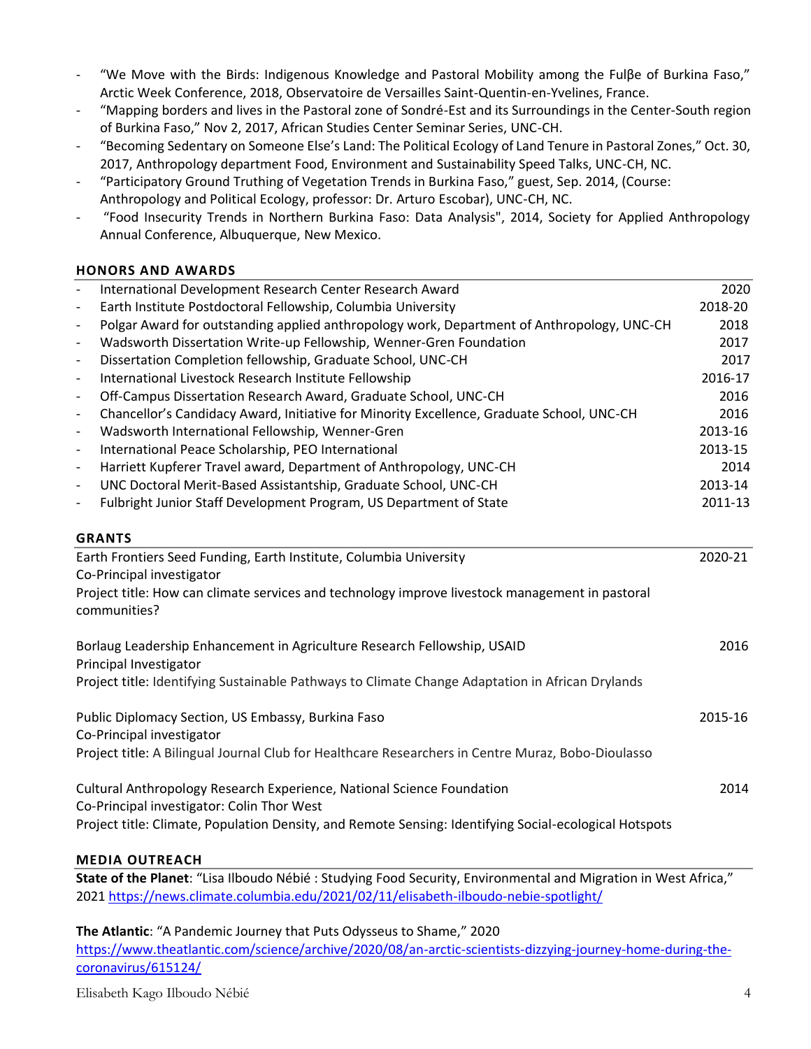- "We Move with the Birds: Indigenous Knowledge and Pastoral Mobility among the Fulβe of Burkina Faso," Arctic Week Conference, 2018, Observatoire de Versailles Saint-Quentin-en-Yvelines, France.
- "Mapping borders and lives in the Pastoral zone of Sondré-Est and its Surroundings in the Center-South region of Burkina Faso," Nov 2, 2017, African Studies Center Seminar Series, UNC-CH.
- "Becoming Sedentary on Someone Else's Land: The Political Ecology of Land Tenure in Pastoral Zones," Oct. 30, 2017, Anthropology department Food, Environment and Sustainability Speed Talks, UNC-CH, NC.
- "Participatory Ground Truthing of Vegetation Trends in Burkina Faso," guest, Sep. 2014, (Course: Anthropology and Political Ecology, professor: Dr. Arturo Escobar), UNC-CH, NC.
- "Food Insecurity Trends in Northern Burkina Faso: Data Analysis", 2014, Society for Applied Anthropology Annual Conference, Albuquerque, New Mexico.

## HONORS AND AWARDS

- International Development Research Center Research Award — 2020
- Earth Institute Postdoctoral Fellowship, Columbia University — 2018-20
- Polgar Award for outstanding applied anthropology work, Department of Anthropology, UNC-CH — 2018
- Wadsworth Dissertation Write-up Fellowship, Wenner-Gren Foundation — 2017
- Dissertation Completion fellowship, Graduate School, UNC-CH — 2017
- International Livestock Research Institute Fellowship — 2016-17
- Off-Campus Dissertation Research Award, Graduate School, UNC-CH — 2016
- Chancellor's Candidacy Award, Initiative for Minority Excellence, Graduate School, UNC-CH — 2016
- Wadsworth International Fellowship, Wenner-Gren — 2013-16
- International Peace Scholarship, PEO International — 2013-15
- Harriett Kupferer Travel award, Department of Anthropology, UNC-CH — 2014
- UNC Doctoral Merit-Based Assistantship, Graduate School, UNC-CH — 2013-14
- Fulbright Junior Staff Development Program, US Department of State — 2011-13

## GRANTS

Earth Frontiers Seed Funding, Earth Institute, Columbia University — 2020-21
Co-Principal investigator
Project title: How can climate services and technology improve livestock management in pastoral communities?

Borlaug Leadership Enhancement in Agriculture Research Fellowship, USAID — 2016
Principal Investigator
Project title: Identifying Sustainable Pathways to Climate Change Adaptation in African Drylands

Public Diplomacy Section, US Embassy, Burkina Faso — 2015-16
Co-Principal investigator
Project title: A Bilingual Journal Club for Healthcare Researchers in Centre Muraz, Bobo-Dioulasso

Cultural Anthropology Research Experience, National Science Foundation — 2014
Co-Principal investigator: Colin Thor West
Project title: Climate, Population Density, and Remote Sensing: Identifying Social-ecological Hotspots

## MEDIA OUTREACH

**State of the Planet**: "Lisa Ilboudo Nébié : Studying Food Security, Environmental and Migration in West Africa," 2021 https://news.climate.columbia.edu/2021/02/11/elisabeth-ilboudo-nebie-spotlight/

**The Atlantic**: "A Pandemic Journey that Puts Odysseus to Shame," 2020
https://www.theatlantic.com/science/archive/2020/08/an-arctic-scientists-dizzying-journey-home-during-the-coronavirus/615124/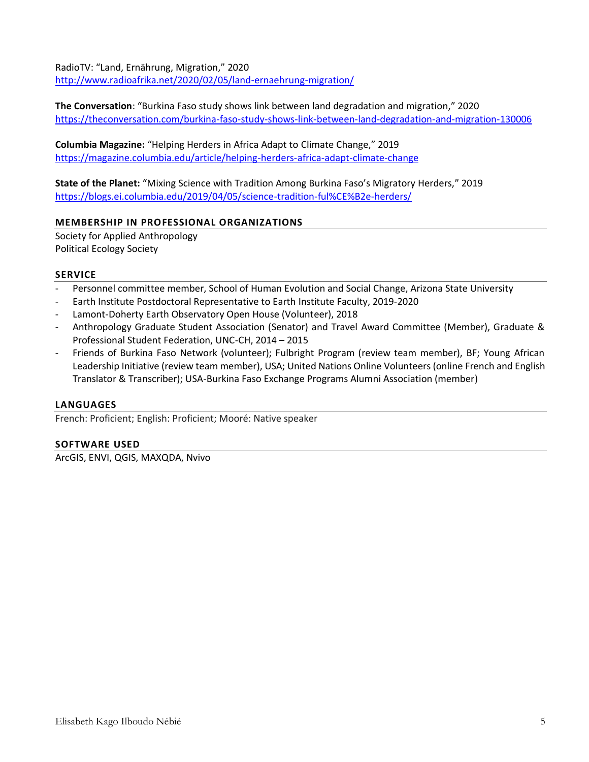RadioTV: “Land, Ernährung, Migration,” 2020
http://www.radioafrika.net/2020/02/05/land-ernaehrung-migration/

**The Conversation**: “Burkina Faso study shows link between land degradation and migration,” 2020
https://theconversation.com/burkina-faso-study-shows-link-between-land-degradation-and-migration-130006

**Columbia Magazine:** “Helping Herders in Africa Adapt to Climate Change,” 2019
https://magazine.columbia.edu/article/helping-herders-africa-adapt-climate-change

**State of the Planet:** “Mixing Science with Tradition Among Burkina Faso’s Migratory Herders,” 2019
https://blogs.ei.columbia.edu/2019/04/05/science-tradition-ful%CE%B2e-herders/

## MEMBERSHIP IN PROFESSIONAL ORGANIZATIONS

Society for Applied Anthropology
Political Ecology Society

## SERVICE

- Personnel committee member, School of Human Evolution and Social Change, Arizona State University
- Earth Institute Postdoctoral Representative to Earth Institute Faculty, 2019-2020
- Lamont-Doherty Earth Observatory Open House (Volunteer), 2018
- Anthropology Graduate Student Association (Senator) and Travel Award Committee (Member), Graduate & Professional Student Federation, UNC-CH, 2014 – 2015
- Friends of Burkina Faso Network (volunteer); Fulbright Program (review team member), BF; Young African Leadership Initiative (review team member), USA; United Nations Online Volunteers (online French and English Translator & Transcriber); USA-Burkina Faso Exchange Programs Alumni Association (member)

## LANGUAGES

French: Proficient; English: Proficient; Mooré: Native speaker

## SOFTWARE USED

ArcGIS, ENVI, QGIS, MAXQDA, Nvivo